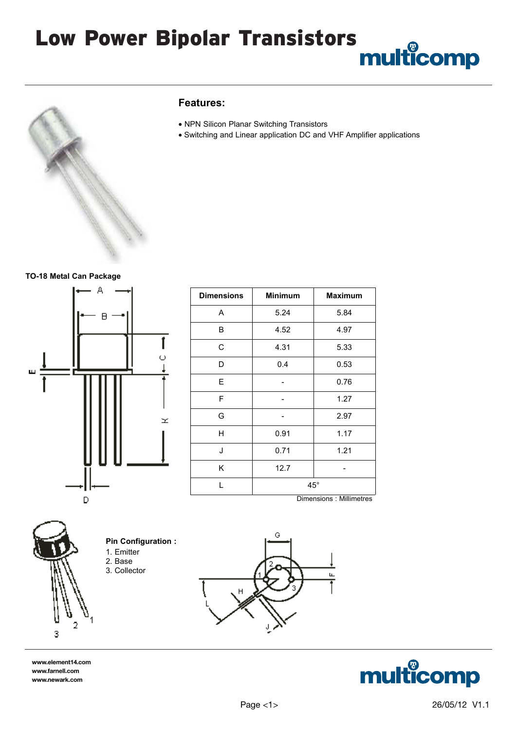# Low Power Bipolar Transistors

## Features:

- NPN Silicon Planar Switching Transistors
- Switching and Linear application DC and VHF Amplifier applications

**TO-18 Metal Can Package**

| Dimensions | Minimum | Maximum |
|---|---|---|
| A | 5.24 | 5.84 |
| B | 4.52 | 4.97 |
| C | 4.31 | 5.33 |
| D | 0.4 | 0.53 |
| E | - | 0.76 |
| F | - | 1.27 |
| G | - | 2.97 |
| H | 0.91 | 1.17 |
| J | 0.71 | 1.21 |
| K | 12.7 | - |
| L | 45° | |

Dimensions : Millimetres

**Pin Configuration :**

1. Emitter
2. Base
3. Collector

www.element14.com
www.farnell.com
www.newark.com

26/05/12 V1.1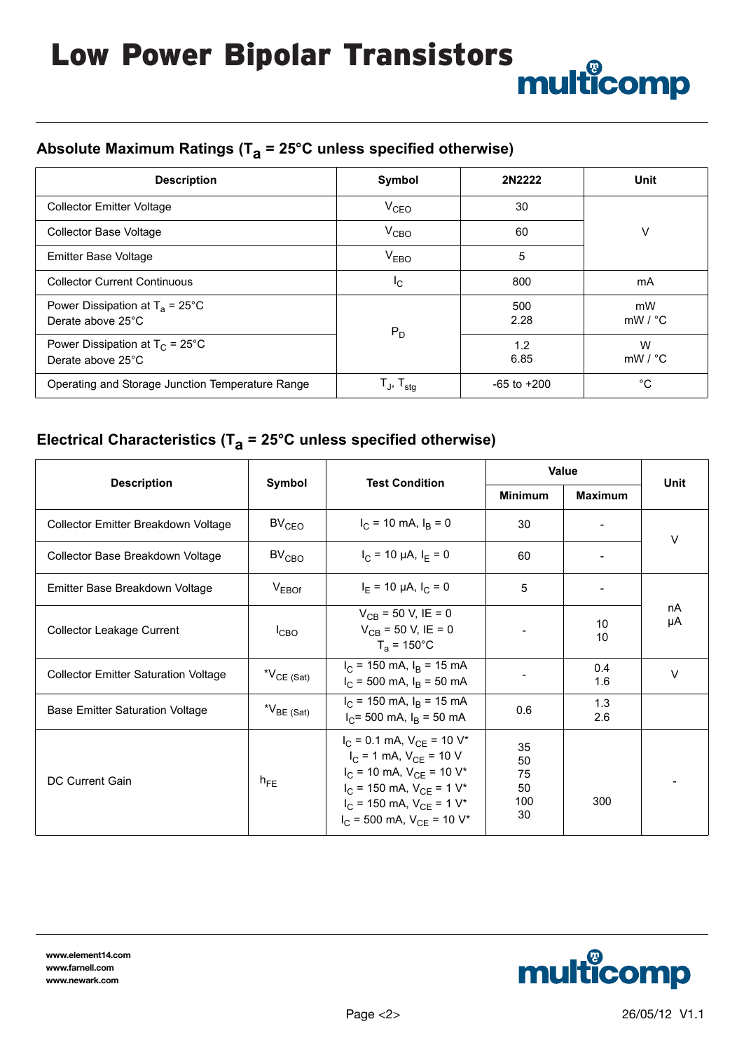# Low Power Bipolar Transistors

## Absolute Maximum Ratings ($T_a$ = 25°C unless specified otherwise)

| Description | Symbol | 2N2222 | Unit |
|---|---|---|---|
| Collector Emitter Voltage | $V_{CEO}$ | 30 | V |
| Collector Base Voltage | $V_{CBO}$ | 60 | |
| Emitter Base Voltage | $V_{EBO}$ | 5 | |
| Collector Current Continuous | $I_C$ | 800 | mA |
| Power Dissipation at $T_a$ = 25°C<br>Derate above 25°C | $P_D$ | 500<br>2.28 | mW<br>mW / °C |
| Power Dissipation at $T_C$ = 25°C<br>Derate above 25°C | | 1.2<br>6.85 | W<br>mW / °C |
| Operating and Storage Junction Temperature Range | $T_J$, $T_{stg}$ | -65 to +200 | °C |

## Electrical Characteristics ($T_a$ = 25°C unless specified otherwise)

| Description | Symbol | Test Condition | Value | | Unit |
|---|---|---|---|---|---|
| | | | Minimum | Maximum | |
| Collector Emitter Breakdown Voltage | $BV_{CEO}$ | $I_C$ = 10 mA, $I_B$ = 0 | 30 | - | V |
| Collector Base Breakdown Voltage | $BV_{CBO}$ | $I_C$ = 10 μA, $I_E$ = 0 | 60 | - | |
| Emitter Base Breakdown Voltage | $V_{EBOf}$ | $I_E$ = 10 μA, $I_C$ = 0 | 5 | - | |
| Collector Leakage Current | $I_{CBO}$ | $V_{CB}$ = 50 V, IE = 0<br>$V_{CB}$ = 50 V, IE = 0<br>$T_a$ = 150°C | - | 10<br>10 | nA<br>μA |
| Collector Emitter Saturation Voltage | *$V_{CE\ (Sat)}$ | $I_C$ = 150 mA, $I_B$ = 15 mA<br>$I_C$ = 500 mA, $I_B$ = 50 mA | - | 0.4<br>1.6 | V |
| Base Emitter Saturation Voltage | *$V_{BE\ (Sat)}$ | $I_C$ = 150 mA, $I_B$ = 15 mA<br>$I_C$= 500 mA, $I_B$ = 50 mA | 0.6 | 1.3<br>2.6 | |
| DC Current Gain | $h_{FE}$ | $I_C$ = 0.1 mA, $V_{CE}$ = 10 V*<br>$I_C$ = 1 mA, $V_{CE}$ = 10 V<br>$I_C$ = 10 mA, $V_{CE}$ = 10 V*<br>$I_C$ = 150 mA, $V_{CE}$ = 1 V*<br>$I_C$ = 150 mA, $V_{CE}$ = 1 V*<br>$I_C$ = 500 mA, $V_{CE}$ = 10 V* | 35<br>50<br>75<br>50<br>100<br>30 | 300 | - |

www.element14.com
www.farnell.com
www.newark.com

26/05/12 V1.1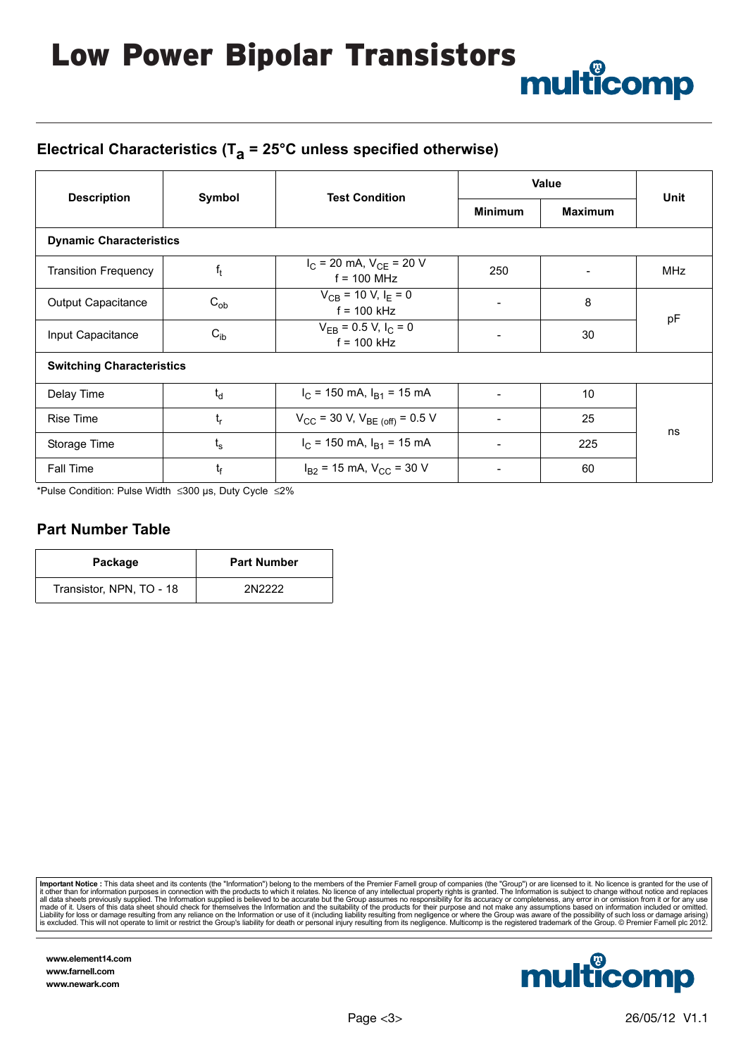## Electrical Characteristics ($T_a$ = 25°C unless specified otherwise)

| Description | Symbol | Test Condition | Value | | Unit |
|---|---|---|---|---|---|
| | | | Minimum | Maximum | |
| **Dynamic Characteristics** | | | | | |
| Transition Frequency | $f_t$ | $I_C$ = 20 mA, $V_{CE}$ = 20 V f = 100 MHz | 250 | - | MHz |
| Output Capacitance | $C_{ob}$ | $V_{CB}$ = 10 V, $I_E$ = 0 f = 100 kHz | - | 8 | pF |
| Input Capacitance | $C_{ib}$ | $V_{EB}$ = 0.5 V, $I_C$ = 0 f = 100 kHz | - | 30 | pF |
| **Switching Characteristics** | | | | | |
| Delay Time | $t_d$ | $I_C$ = 150 mA, $I_{B1}$ = 15 mA | - | 10 | ns |
| Rise Time | $t_r$ | $V_{CC}$ = 30 V, $V_{BE\ (off)}$ = 0.5 V | - | 25 | ns |
| Storage Time | $t_s$ | $I_C$ = 150 mA, $I_{B1}$ = 15 mA | - | 225 | ns |
| Fall Time | $t_f$ | $I_{B2}$ = 15 mA, $V_{CC}$ = 30 V | - | 60 | ns |

*Pulse Condition: Pulse Width ≤300 µs, Duty Cycle ≤2%

## Part Number Table

| Package | Part Number |
|---|---|
| Transistor, NPN, TO - 18 | 2N2222 |

**Important Notice :** This data sheet and its contents (the "Information") belong to the members of the Premier Farnell group of companies (the "Group") or are licensed to it. No licence is granted for the use of it other than for information purposes in connection with the products to which it relates. No licence of any intellectual property rights is granted. The Information is subject to change without notice and replaces all data sheets previously supplied. The Information supplied is believed to be accurate but the Group assumes no responsibility for its accuracy or completeness, any error in or omission from it or for any use made of it. Users of this data sheet should check for themselves the Information and the suitability of the products for their purpose and not make any assumptions based on information included or omitted. Liability for loss or damage resulting from any reliance on the Information or use of it (including liability resulting from negligence or where the Group was aware of the possibility of such loss or damage arising) is excluded. This will not operate to limit or restrict the Group's liability for death or personal injury resulting from its negligence. Multicomp is the registered trademark of the Group. © Premier Farnell plc 2012.

www.element14.com
www.farnell.com
www.newark.com

26/05/12 V1.1